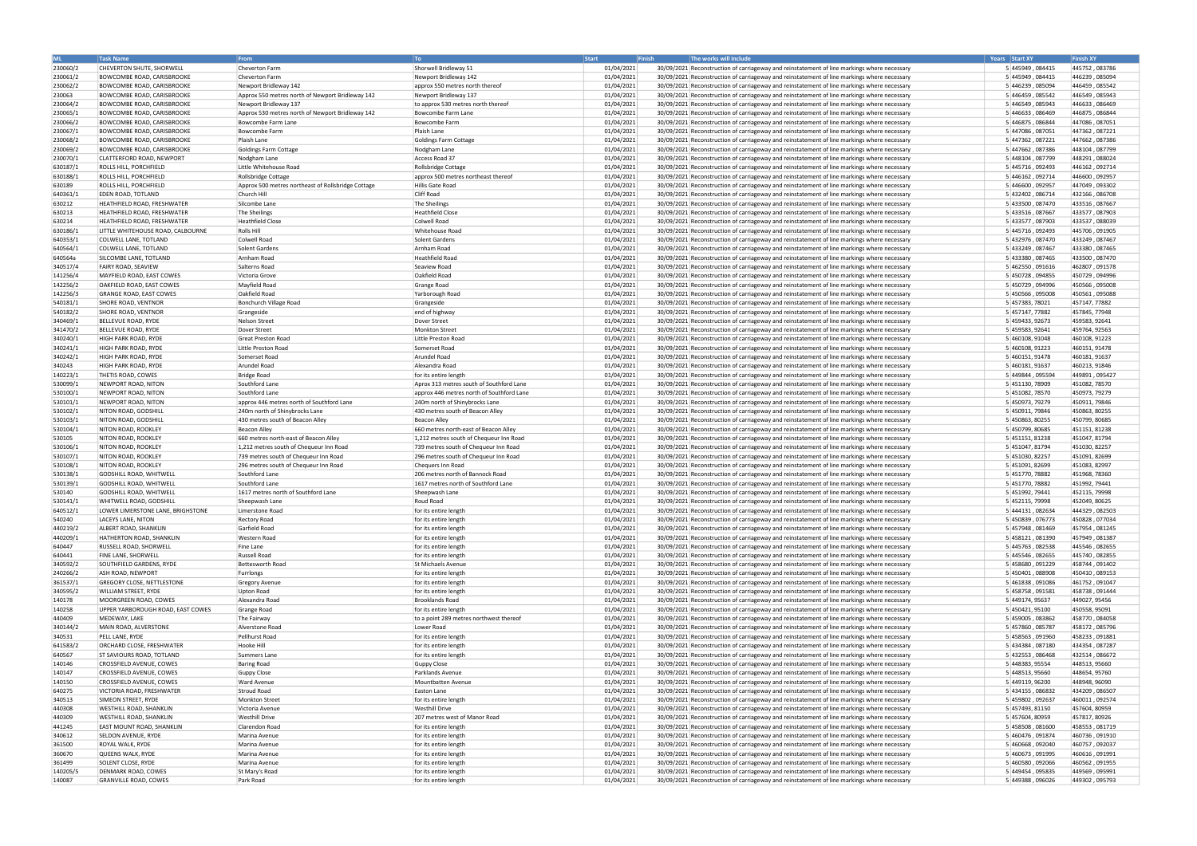| ML | Task Name | From | To | Start | Finish | The works will include | Years | Start XY | Finish XY |
|---|---|---|---|---|---|---|---|---|---|
| 230060/2 | CHEVERTON SHUTE, SHORWELL | Cheverton Farm | Shorwell Bridleway 51 | 01/04/2021 | 30/09/2021 | Reconstruction of carriageway and reinstatement of line markings where necessary | 5 | 445949 , 084415 | 445752 , 083786 |
| 230061/2 | BOWCOMBE ROAD, CARISBROOKE | Cheverton Farm | Newport Bridleway 142 | 01/04/2021 | 30/09/2021 | Reconstruction of carriageway and reinstatement of line markings where necessary | 5 | 445949 , 084415 | 446239 , 085094 |
| 230062/2 | BOWCOMBE ROAD, CARISBROOKE | Newport Bridleway 142 | approx 550 metres north thereof | 01/04/2021 | 30/09/2021 | Reconstruction of carriageway and reinstatement of line markings where necessary | 5 | 446239 , 085094 | 446459 , 085542 |
| 230063 | BOWCOMBE ROAD, CARISBROOKE | Approx 550 metres north of Newport Bridleway 142 | Newport Bridleway 137 | 01/04/2021 | 30/09/2021 | Reconstruction of carriageway and reinstatement of line markings where necessary | 5 | 446459 , 085542 | 446549 , 085943 |
| 230064/2 | BOWCOMBE ROAD, CARISBROOKE | Newport Bridleway 137 | to approx 530 metres north thereof | 01/04/2021 | 30/09/2021 | Reconstruction of carriageway and reinstatement of line markings where necessary | 5 | 446549 , 085943 | 446633 , 086469 |
| 230065/1 | BOWCOMBE ROAD, CARISBROOKE | Approx 530 metres north of Newport Bridleway 142 | Bowcombe Farm Lane | 01/04/2021 | 30/09/2021 | Reconstruction of carriageway and reinstatement of line markings where necessary | 5 | 446633 , 086469 | 446875 , 086844 |
| 230066/2 | BOWCOMBE ROAD, CARISBROOKE | Bowcombe Farm Lane | Bowcombe Farm | 01/04/2021 | 30/09/2021 | Reconstruction of carriageway and reinstatement of line markings where necessary | 5 | 446875 , 086844 | 447086 , 087051 |
| 230067/1 | BOWCOMBE ROAD, CARISBROOKE | Bowcombe Farm | Plaish Lane | 01/04/2021 | 30/09/2021 | Reconstruction of carriageway and reinstatement of line markings where necessary | 5 | 447086 , 087051 | 447362 , 087221 |
| 230068/2 | BOWCOMBE ROAD, CARISBROOKE | Plaish Lane | Goldings Farm Cottage | 01/04/2021 | 30/09/2021 | Reconstruction of carriageway and reinstatement of line markings where necessary | 5 | 447362 , 087221 | 447662 , 087386 |
| 230069/2 | BOWCOMBE ROAD, CARISBROOKE | Goldings Farm Cottage | Nodgham Lane | 01/04/2021 | 30/09/2021 | Reconstruction of carriageway and reinstatement of line markings where necessary | 5 | 447662 , 087386 | 448104 , 087799 |
| 230070/1 | CLATTERFORD ROAD, NEWPORT | Nodgham Lane | Access Road 37 | 01/04/2021 | 30/09/2021 | Reconstruction of carriageway and reinstatement of line markings where necessary | 5 | 448104 , 087799 | 448291 , 088024 |
| 630187/1 | ROLLS HILL, PORCHFIELD | Little Whitehouse Road | Rollsbridge Cottage | 01/04/2021 | 30/09/2021 | Reconstruction of carriageway and reinstatement of line markings where necessary | 5 | 445716 , 092493 | 446162 , 092714 |
| 630188/1 | ROLLS HILL, PORCHFIELD | Rollsbridge Cottage | approx 500 metres northeast thereof | 01/04/2021 | 30/09/2021 | Reconstruction of carriageway and reinstatement of line markings where necessary | 5 | 446162 , 092714 | 446600 , 092957 |
| 630189 | ROLLS HILL, PORCHFIELD | Approx 500 metres northeast of Rollsbridge Cottage | Hillis Gate Road | 01/04/2021 | 30/09/2021 | Reconstruction of carriageway and reinstatement of line markings where necessary | 5 | 446600 , 092957 | 447049 , 093302 |
| 640361/1 | EDEN ROAD, TOTLAND | Church Hill | Cliff Road | 01/04/2021 | 30/09/2021 | Reconstruction of carriageway and reinstatement of line markings where necessary | 5 | 432402 , 086714 | 432166 , 086708 |
| 630212 | HEATHFIELD ROAD, FRESHWATER | Silcombe Lane | The Sheilings | 01/04/2021 | 30/09/2021 | Reconstruction of carriageway and reinstatement of line markings where necessary | 5 | 433500 , 087470 | 433516 , 087667 |
| 630213 | HEATHFIELD ROAD, FRESHWATER | The Sheilings | Heathfield Close | 01/04/2021 | 30/09/2021 | Reconstruction of carriageway and reinstatement of line markings where necessary | 5 | 433516 , 087667 | 433577 , 087903 |
| 630214 | HEATHFIELD ROAD, FRESHWATER | Heathfield Close | Colwell Road | 01/04/2021 | 30/09/2021 | Reconstruction of carriageway and reinstatement of line markings where necessary | 5 | 433577 , 087903 | 433537 , 088039 |
| 630186/1 | LITTLE WHITEHOUSE ROAD, CALBOURNE | Rolls Hill | Whitehouse Road | 01/04/2021 | 30/09/2021 | Reconstruction of carriageway and reinstatement of line markings where necessary | 5 | 445716 , 092493 | 445706 , 091905 |
| 640353/1 | COLWELL LANE, TOTLAND | Colwell Road | Solent Gardens | 01/04/2021 | 30/09/2021 | Reconstruction of carriageway and reinstatement of line markings where necessary | 5 | 432976 , 087470 | 433249 , 087467 |
| 640564/1 | COLWELL LANE, TOTLAND | Solent Gardens | Arnham Road | 01/04/2021 | 30/09/2021 | Reconstruction of carriageway and reinstatement of line markings where necessary | 5 | 433249 , 087467 | 433380 , 087465 |
| 640564a | SILCOMBE LANE, TOTLAND | Arnham Road | Heathfield Road | 01/04/2021 | 30/09/2021 | Reconstruction of carriageway and reinstatement of line markings where necessary | 5 | 433380 , 087465 | 433500 , 087470 |
| 340517/4 | FAIRY ROAD, SEAVIEW | Salterns Road | Seaview Road | 01/04/2021 | 30/09/2021 | Reconstruction of carriageway and reinstatement of line markings where necessary | 5 | 462550 , 091616 | 462807 , 091578 |
| 141256/4 | MAYFIELD ROAD, EAST COWES | Victoria Grove | Oakfield Road | 01/04/2021 | 30/09/2021 | Reconstruction of carriageway and reinstatement of line markings where necessary | 5 | 450728 , 094855 | 450729 , 094996 |
| 142256/2 | OAKFIELD ROAD, EAST COWES | Mayfield Road | Grange Road | 01/04/2021 | 30/09/2021 | Reconstruction of carriageway and reinstatement of line markings where necessary | 5 | 450729 , 094996 | 450566 , 095008 |
| 142256/3 | GRANGE ROAD, EAST COWES | Oakfield Road | Yarborough Road | 01/04/2021 | 30/09/2021 | Reconstruction of carriageway and reinstatement of line markings where necessary | 5 | 450566 , 095008 | 450561 , 095088 |
| 540181/1 | SHORE ROAD, VENTNOR | Bonchurch Village Road | Grangeside | 01/04/2021 | 30/09/2021 | Reconstruction of carriageway and reinstatement of line markings where necessary | 5 | 457383, 78021 | 457147, 77882 |
| 540182/2 | SHORE ROAD, VENTNOR | Grangeside | end of highway | 01/04/2021 | 30/09/2021 | Reconstruction of carriageway and reinstatement of line markings where necessary | 5 | 457147, 77882 | 457845, 77948 |
| 340469/1 | BELLEVUE ROAD, RYDE | Nelson Street | Dover Street | 01/04/2021 | 30/09/2021 | Reconstruction of carriageway and reinstatement of line markings where necessary | 5 | 459433, 92673 | 459583, 92641 |
| 341470/2 | BELLEVUE ROAD, RYDE | Dover Street | Monkton Street | 01/04/2021 | 30/09/2021 | Reconstruction of carriageway and reinstatement of line markings where necessary | 5 | 459583, 92641 | 459764, 92563 |
| 340240/1 | HIGH PARK ROAD, RYDE | Great Preston Road | Little Preston Road | 01/04/2021 | 30/09/2021 | Reconstruction of carriageway and reinstatement of line markings where necessary | 5 | 460108, 91048 | 460108, 91223 |
| 340241/1 | HIGH PARK ROAD, RYDE | Little Preston Road | Somerset Road | 01/04/2021 | 30/09/2021 | Reconstruction of carriageway and reinstatement of line markings where necessary | 5 | 460108, 91223 | 460151, 91478 |
| 340242/1 | HIGH PARK ROAD, RYDE | Somerset Road | Arundel Road | 01/04/2021 | 30/09/2021 | Reconstruction of carriageway and reinstatement of line markings where necessary | 5 | 460151, 91478 | 460181, 91637 |
| 340243 | HIGH PARK ROAD, RYDE | Arundel Road | Alexandra Road | 01/04/2021 | 30/09/2021 | Reconstruction of carriageway and reinstatement of line markings where necessary | 5 | 460181, 91637 | 460213, 91846 |
| 140223/1 | THETIS ROAD, COWES | Bridge Road | for its entire length | 01/04/2021 | 30/09/2021 | Reconstruction of carriageway and reinstatement of line markings where necessary | 5 | 449844 , 095594 | 449891 , 095427 |
| 530099/1 | NEWPORT ROAD, NITON | Southford Lane | Aprox 313 metres south of Southford Lane | 01/04/2021 | 30/09/2021 | Reconstruction of carriageway and reinstatement of line markings where necessary | 5 | 451130, 78909 | 451082, 78570 |
| 530100/1 | NEWPORT ROAD, NITON | Southford Lane | approx 446 metres north of Southford Lane | 01/04/2021 | 30/09/2021 | Reconstruction of carriageway and reinstatement of line markings where necessary | 5 | 451082, 78570 | 450973, 79279 |
| 530101/1 | NEWPORT ROAD, NITON | approx 446 metres north of Southford Lane | 240m north of Shinybrocks Lane | 01/04/2021 | 30/09/2021 | Reconstruction of carriageway and reinstatement of line markings where necessary | 5 | 450973, 79279 | 450911, 79846 |
| 530102/1 | NITON ROAD, GODSHILL | 240m north of Shinybrocks Lane | 430 metres south of Beacon Alley | 01/04/2021 | 30/09/2021 | Reconstruction of carriageway and reinstatement of line markings where necessary | 5 | 450911, 79846 | 450863, 80255 |
| 530103/1 | NITON ROAD, GODSHILL | 430 metres south of Beacon Alley | Beacon Alley | 01/04/2021 | 30/09/2021 | Reconstruction of carriageway and reinstatement of line markings where necessary | 5 | 450863, 80255 | 450799, 80685 |
| 530104/1 | NITON ROAD, ROOKLEY | Beacon Alley | 660 metres north-east of Beacon Alley | 01/04/2021 | 30/09/2021 | Reconstruction of carriageway and reinstatement of line markings where necessary | 5 | 450799, 80685 | 451151, 81238 |
| 530105 | NITON ROAD, ROOKLEY | 660 metres north-east of Beacon Alley | 1,212 metres south of Chequeur Inn Road | 01/04/2021 | 30/09/2021 | Reconstruction of carriageway and reinstatement of line markings where necessary | 5 | 451151, 81238 | 451047, 81794 |
| 530106/1 | NITON ROAD, ROOKLEY | 1,212 metres south of Chequeur Inn Road | 739 metres south of Chequeur Inn Road | 01/04/2021 | 30/09/2021 | Reconstruction of carriageway and reinstatement of line markings where necessary | 5 | 451047, 81794 | 451030, 82257 |
| 530107/1 | NITON ROAD, ROOKLEY | 739 metres south of Chequeur Inn Road | 296 metres south of Chequeur Inn Road | 01/04/2021 | 30/09/2021 | Reconstruction of carriageway and reinstatement of line markings where necessary | 5 | 451030, 82257 | 451091, 82699 |
| 530108/1 | NITON ROAD, ROOKLEY | 296 metres south of Chequeur Inn Road | Chequers Inn Road | 01/04/2021 | 30/09/2021 | Reconstruction of carriageway and reinstatement of line markings where necessary | 5 | 451091, 82699 | 451083, 82997 |
| 530138/1 | GODSHILL ROAD, WHITWELL | Southford Lane | 206 metres north of Bannock Road | 01/04/2021 | 30/09/2021 | Reconstruction of carriageway and reinstatement of line markings where necessary | 5 | 451770, 78882 | 451968, 78360 |
| 530139/1 | GODSHILL ROAD, WHITWELL | Southford Lane | 1617 metres north of Southford Lane | 01/04/2021 | 30/09/2021 | Reconstruction of carriageway and reinstatement of line markings where necessary | 5 | 451770, 78882 | 451992, 79441 |
| 530140 | GODSHILL ROAD, WHITWELL | 1617 metres north of Southford Lane | Sheepwash Lane | 01/04/2021 | 30/09/2021 | Reconstruction of carriageway and reinstatement of line markings where necessary | 5 | 451992, 79441 | 452115, 79998 |
| 530141/1 | WHITWELL ROAD, GODSHILL | Sheepwash Lane | Roud Road | 01/04/2021 | 30/09/2021 | Reconstruction of carriageway and reinstatement of line markings where necessary | 5 | 452115, 79998 | 452049, 80625 |
| 640512/1 | LOWER LIMERSTONE LANE, BRIGHSTONE | Limerstone Road | for its entire length | 01/04/2021 | 30/09/2021 | Reconstruction of carriageway and reinstatement of line markings where necessary | 5 | 444131 , 082634 | 444329 , 082503 |
| 540240 | LACEYS LANE, NITON | Rectory Road | for its entire length | 01/04/2021 | 30/09/2021 | Reconstruction of carriageway and reinstatement of line markings where necessary | 5 | 450839 , 076773 | 450828 , 077034 |
| 440219/2 | ALBERT ROAD, SHANKLIN | Garfield Road | for its entire length | 01/04/2021 | 30/09/2021 | Reconstruction of carriageway and reinstatement of line markings where necessary | 5 | 457948 , 081469 | 457954 , 081245 |
| 440209/1 | HATHERTON ROAD, SHANKLIN | Western Road | for its entire length | 01/04/2021 | 30/09/2021 | Reconstruction of carriageway and reinstatement of line markings where necessary | 5 | 458121 , 081390 | 457949 , 081387 |
| 640447 | RUSSELL ROAD, SHORWELL | Fine Lane | for its entire length | 01/04/2021 | 30/09/2021 | Reconstruction of carriageway and reinstatement of line markings where necessary | 5 | 445763 , 082538 | 445546 , 082655 |
| 640441 | FINE LANE, SHORWELL | Russell Road | for its entire length | 01/04/2021 | 30/09/2021 | Reconstruction of carriageway and reinstatement of line markings where necessary | 5 | 445546 , 082655 | 445740 , 082855 |
| 340592/2 | SOUTHFIELD GARDENS, RYDE | Bettesworth Road | St Michaels Avenue | 01/04/2021 | 30/09/2021 | Reconstruction of carriageway and reinstatement of line markings where necessary | 5 | 458680 , 091229 | 458744 , 091402 |
| 240266/2 | ASH ROAD, NEWPORT | Furrlongs | for its entire length | 01/04/2021 | 30/09/2021 | Reconstruction of carriageway and reinstatement of line markings where necessary | 5 | 450401 , 088908 | 450410 , 089153 |
| 361537/1 | GREGORY CLOSE, NETTLESTONE | Gregory Avenue | for its entire length | 01/04/2021 | 30/09/2021 | Reconstruction of carriageway and reinstatement of line markings where necessary | 5 | 461838 , 091086 | 461752 , 091047 |
| 340595/2 | WILLIAM STREET, RYDE | Upton Road | for its entire length | 01/04/2021 | 30/09/2021 | Reconstruction of carriageway and reinstatement of line markings where necessary | 5 | 458758 , 091581 | 458738 , 091444 |
| 140178 | MOORGREEN ROAD, COWES | Alexandra Road | Brooklands Road | 01/04/2021 | 30/09/2021 | Reconstruction of carriageway and reinstatement of line markings where necessary | 5 | 449174, 95637 | 449027, 95456 |
| 140258 | UPPER YARBOROUGH ROAD, EAST COWES | Grange Road | for its entire length | 01/04/2021 | 30/09/2021 | Reconstruction of carriageway and reinstatement of line markings where necessary | 5 | 450421, 95100 | 450558, 95091 |
| 440409 | MEDEWAY, LAKE | The Fairway | to a point 289 metres northwest thereof | 01/04/2021 | 30/09/2021 | Reconstruction of carriageway and reinstatement of line markings where necessary | 5 | 459005 , 083862 | 458770 , 084058 |
| 340144/2 | MAIN ROAD, ALVERSTONE | Alverstone Road | Lower Road | 01/04/2021 | 30/09/2021 | Reconstruction of carriageway and reinstatement of line markings where necessary | 5 | 457860 , 085787 | 458172 , 085796 |
| 340531 | PELL LANE, RYDE | Pellhurst Road | for its entire length | 01/04/2021 | 30/09/2021 | Reconstruction of carriageway and reinstatement of line markings where necessary | 5 | 458563 , 091960 | 458233 , 091881 |
| 641583/2 | ORCHARD CLOSE, FRESHWATER | Hooke Hill | for its entire length | 01/04/2021 | 30/09/2021 | Reconstruction of carriageway and reinstatement of line markings where necessary | 5 | 434384 , 087180 | 434354 , 087287 |
| 640567 | ST SAVIOURS ROAD, TOTLAND | Summers Lane | for its entire length | 01/04/2021 | 30/09/2021 | Reconstruction of carriageway and reinstatement of line markings where necessary | 5 | 432553 , 086468 | 432514 , 086672 |
| 140146 | CROSSFIELD AVENUE, COWES | Baring Road | Guppy Close | 01/04/2021 | 30/09/2021 | Reconstruction of carriageway and reinstatement of line markings where necessary | 5 | 448383, 95554 | 448513, 95660 |
| 140147 | CROSSFIELD AVENUE, COWES | Guppy Close | Parklands Avenue | 01/04/2021 | 30/09/2021 | Reconstruction of carriageway and reinstatement of line markings where necessary | 5 | 448513, 95660 | 448654, 95760 |
| 140150 | CROSSFIELD AVENUE, COWES | Ward Avenue | Mountbatten Avenue | 01/04/2021 | 30/09/2021 | Reconstruction of carriageway and reinstatement of line markings where necessary | 5 | 449119, 96200 | 448948, 96090 |
| 640275 | VICTORIA ROAD, FRESHWATER | Stroud Road | Easton Lane | 01/04/2021 | 30/09/2021 | Reconstruction of carriageway and reinstatement of line markings where necessary | 5 | 434155 , 086832 | 434209 , 086507 |
| 340513 | SIMEON STREET, RYDE | Monkton Street | for its entire length | 01/04/2021 | 30/09/2021 | Reconstruction of carriageway and reinstatement of line markings where necessary | 5 | 459802 , 092637 | 460011 , 092574 |
| 440308 | WESTHILL ROAD, SHANKLIN | Victoria Avenue | Westhill Drive | 01/04/2021 | 30/09/2021 | Reconstruction of carriageway and reinstatement of line markings where necessary | 5 | 457493, 81150 | 457604, 80959 |
| 440309 | WESTHILL ROAD, SHANKLIN | Westhill Drive | 207 metres west of Manor Road | 01/04/2021 | 30/09/2021 | Reconstruction of carriageway and reinstatement of line markings where necessary | 5 | 457604, 80959 | 457817, 80926 |
| 441245 | EAST MOUNT ROAD, SHANKLIN | Clarendon Road | for its entire length | 01/04/2021 | 30/09/2021 | Reconstruction of carriageway and reinstatement of line markings where necessary | 5 | 458508 , 081600 | 458553 , 081719 |
| 340612 | SELDON AVENUE, RYDE | Marina Avenue | for its entire length | 01/04/2021 | 30/09/2021 | Reconstruction of carriageway and reinstatement of line markings where necessary | 5 | 460476 , 091874 | 460736 , 091910 |
| 361500 | ROYAL WALK, RYDE | Marina Avenue | for its entire length | 01/04/2021 | 30/09/2021 | Reconstruction of carriageway and reinstatement of line markings where necessary | 5 | 460668 , 092040 | 460757 , 092037 |
| 360670 | QUEENS WALK, RYDE | Marina Avenue | for its entire length | 01/04/2021 | 30/09/2021 | Reconstruction of carriageway and reinstatement of line markings where necessary | 5 | 460673 , 091995 | 460616 , 091991 |
| 361499 | SOLENT CLOSE, RYDE | Marina Avenue | for its entire length | 01/04/2021 | 30/09/2021 | Reconstruction of carriageway and reinstatement of line markings where necessary | 5 | 460580 , 092066 | 460562 , 091955 |
| 140205/5 | DENMARK ROAD, COWES | St Mary's Road | for its entire length | 01/04/2021 | 30/09/2021 | Reconstruction of carriageway and reinstatement of line markings where necessary | 5 | 449454 , 095835 | 449569 , 095991 |
| 140087 | GRANVILLE ROAD, COWES | Park Road | for its entire length | 01/04/2021 | 30/09/2021 | Reconstruction of carriageway and reinstatement of line markings where necessary | 5 | 449388 , 096026 | 449302 , 095793 |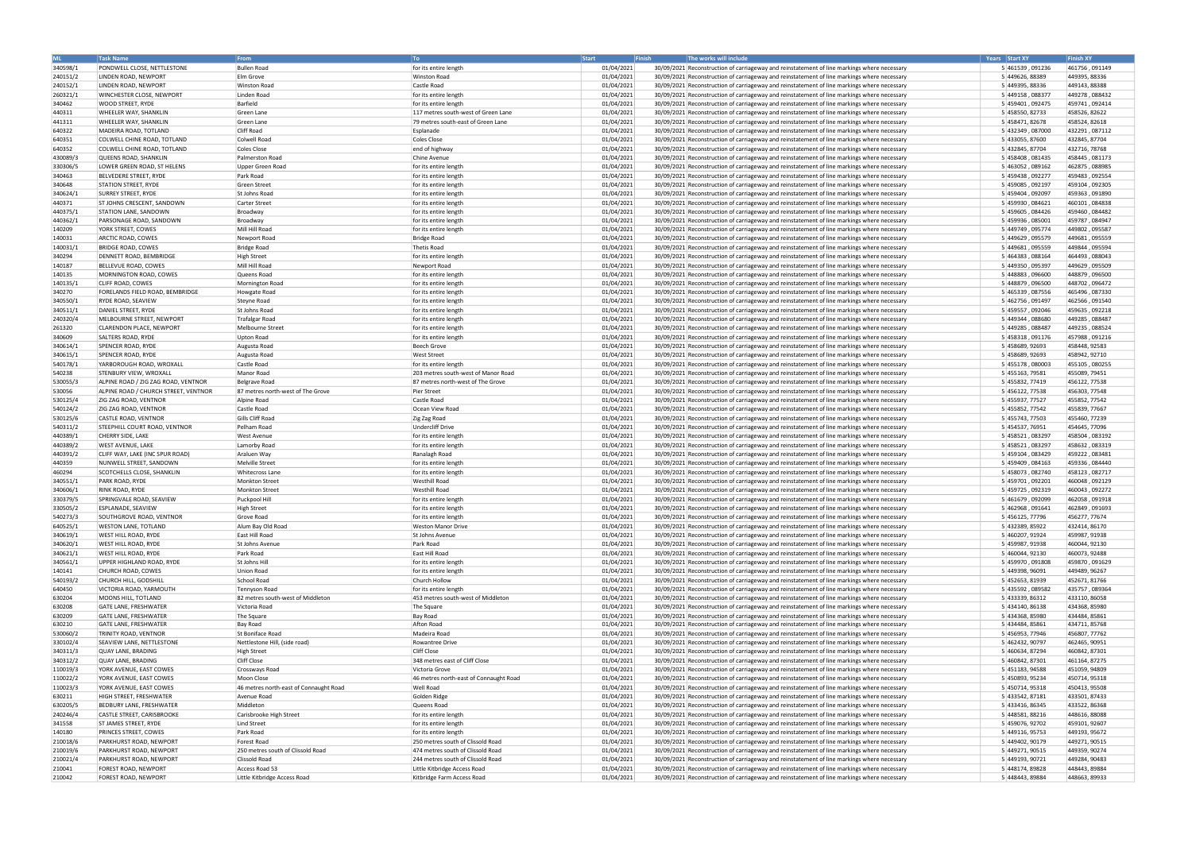| ML | Task Name | From | To | Start | Finish | The works will include | Years | Start XY | Finish XY |
|---|---|---|---|---|---|---|---|---|---|
| 340598/1 | PONDWELL CLOSE, NETTLESTONE | Bullen Road | for its entire length | 01/04/2021 | 30/09/2021 | Reconstruction of carriageway and reinstatement of line markings where necessary | 5 | 461539 , 091236 | 461756 , 091149 |
| 240151/2 | LINDEN ROAD, NEWPORT | Elm Grove | Winston Road | 01/04/2021 | 30/09/2021 | Reconstruction of carriageway and reinstatement of line markings where necessary | 5 | 449626, 88389 | 449395, 88336 |
| 240152/1 | LINDEN ROAD, NEWPORT | Winston Road | Castle Road | 01/04/2021 | 30/09/2021 | Reconstruction of carriageway and reinstatement of line markings where necessary | 5 | 449395, 88336 | 449143, 88388 |
| 260321/1 | WINCHESTER CLOSE, NEWPORT | Linden Road | for its entire length | 01/04/2021 | 30/09/2021 | Reconstruction of carriageway and reinstatement of line markings where necessary | 5 | 449158 , 088377 | 449278 , 088432 |
| 340462 | WOOD STREET, RYDE | Barfield | for its entire length | 01/04/2021 | 30/09/2021 | Reconstruction of carriageway and reinstatement of line markings where necessary | 5 | 459401 , 092475 | 459741 , 092414 |
| 440311 | WHEELER WAY, SHANKLIN | Green Lane | 117 metres south-west of Green Lane | 01/04/2021 | 30/09/2021 | Reconstruction of carriageway and reinstatement of line markings where necessary | 5 | 458550, 82733 | 458526, 82622 |
| 441311 | WHEELER WAY, SHANKLIN | Green Lane | 79 metres south-east of Green Lane | 01/04/2021 | 30/09/2021 | Reconstruction of carriageway and reinstatement of line markings where necessary | 5 | 458471, 82678 | 458524, 82618 |
| 640322 | MADEIRA ROAD, TOTLAND | Cliff Road | Esplanade | 01/04/2021 | 30/09/2021 | Reconstruction of carriageway and reinstatement of line markings where necessary | 5 | 432349 , 087000 | 432291 , 087112 |
| 640351 | COLWELL CHINE ROAD, TOTLAND | Colwell Road | Coles Close | 01/04/2021 | 30/09/2021 | Reconstruction of carriageway and reinstatement of line markings where necessary | 5 | 433055, 87600 | 432845, 87704 |
| 640352 | COLWELL CHINE ROAD, TOTLAND | Coles Close | end of highway | 01/04/2021 | 30/09/2021 | Reconstruction of carriageway and reinstatement of line markings where necessary | 5 | 432845, 87704 | 432716, 78768 |
| 430089/3 | QUEENS ROAD, SHANKLIN | Palmerston Road | Chine Avenue | 01/04/2021 | 30/09/2021 | Reconstruction of carriageway and reinstatement of line markings where necessary | 5 | 458408 , 081435 | 458445 , 081173 |
| 330306/5 | LOWER GREEN ROAD, ST HELENS | Upper Green Road | for its entire length | 01/04/2021 | 30/09/2021 | Reconstruction of carriageway and reinstatement of line markings where necessary | 5 | 463052 , 089162 | 462875 , 088985 |
| 340463 | BELVEDERE STREET, RYDE | Park Road | for its entire length | 01/04/2021 | 30/09/2021 | Reconstruction of carriageway and reinstatement of line markings where necessary | 5 | 459438 , 092277 | 459483 , 092554 |
| 340648 | STATION STREET, RYDE | Green Street | for its entire length | 01/04/2021 | 30/09/2021 | Reconstruction of carriageway and reinstatement of line markings where necessary | 5 | 459085 , 092197 | 459104 , 092305 |
| 340624/1 | SURREY STREET, RYDE | St Johns Road | for its entire length | 01/04/2021 | 30/09/2021 | Reconstruction of carriageway and reinstatement of line markings where necessary | 5 | 459404 , 092097 | 459363 , 091890 |
| 440371 | ST JOHNS CRESCENT, SANDOWN | Carter Street | for its entire length | 01/04/2021 | 30/09/2021 | Reconstruction of carriageway and reinstatement of line markings where necessary | 5 | 459930 , 084621 | 460101 , 084838 |
| 440375/1 | STATION LANE, SANDOWN | Broadway | for its entire length | 01/04/2021 | 30/09/2021 | Reconstruction of carriageway and reinstatement of line markings where necessary | 5 | 459605 , 084426 | 459460 , 084482 |
| 440362/1 | PARSONAGE ROAD, SANDOWN | Broadway | for its entire length | 01/04/2021 | 30/09/2021 | Reconstruction of carriageway and reinstatement of line markings where necessary | 5 | 459936 , 085001 | 459787 , 084947 |
| 140209 | YORK STREET, COWES | Mill Hill Road | for its entire length | 01/04/2021 | 30/09/2021 | Reconstruction of carriageway and reinstatement of line markings where necessary | 5 | 449749 , 095774 | 449802 , 095587 |
| 140031 | ARCTIC ROAD, COWES | Newport Road | Bridge Road | 01/04/2021 | 30/09/2021 | Reconstruction of carriageway and reinstatement of line markings where necessary | 5 | 449629 , 095579 | 449681 , 095559 |
| 140031/1 | BRIDGE ROAD, COWES | Bridge Road | Thetis Road | 01/04/2021 | 30/09/2021 | Reconstruction of carriageway and reinstatement of line markings where necessary | 5 | 449681 , 095559 | 449844 , 095594 |
| 340294 | DENNETT ROAD, BEMBRIDGE | High Street | for its entire length | 01/04/2021 | 30/09/2021 | Reconstruction of carriageway and reinstatement of line markings where necessary | 5 | 464383 , 088164 | 464493 , 088043 |
| 140187 | BELLEVUE ROAD, COWES | Mill Hill Road | Newport Road | 01/04/2021 | 30/09/2021 | Reconstruction of carriageway and reinstatement of line markings where necessary | 5 | 449350 , 095397 | 449629 , 095509 |
| 140135 | MORNINGTON ROAD, COWES | Queens Road | for its entire length | 01/04/2021 | 30/09/2021 | Reconstruction of carriageway and reinstatement of line markings where necessary | 5 | 448883 , 096600 | 448879 , 096500 |
| 140135/1 | CLIFF ROAD, COWES | Mornington Road | for its entire length | 01/04/2021 | 30/09/2021 | Reconstruction of carriageway and reinstatement of line markings where necessary | 5 | 448879 , 096500 | 448702 , 096472 |
| 340270 | FORELANDS FIELD ROAD, BEMBRIDGE | Howgate Road | for its entire length | 01/04/2021 | 30/09/2021 | Reconstruction of carriageway and reinstatement of line markings where necessary | 5 | 465339 , 087556 | 465496 , 087330 |
| 340550/1 | RYDE ROAD, SEAVIEW | Steyne Road | for its entire length | 01/04/2021 | 30/09/2021 | Reconstruction of carriageway and reinstatement of line markings where necessary | 5 | 462756 , 091497 | 462566 , 091540 |
| 340511/1 | DANIEL STREET, RYDE | St Johns Road | for its entire length | 01/04/2021 | 30/09/2021 | Reconstruction of carriageway and reinstatement of line markings where necessary | 5 | 459557 , 092046 | 459635 , 092218 |
| 240320/4 | MELBOURNE STREET, NEWPORT | Trafalgar Road | for its entire length | 01/04/2021 | 30/09/2021 | Reconstruction of carriageway and reinstatement of line markings where necessary | 5 | 449344 , 088680 | 449285 , 088487 |
| 261320 | CLARENDON PLACE, NEWPORT | Melbourne Street | for its entire length | 01/04/2021 | 30/09/2021 | Reconstruction of carriageway and reinstatement of line markings where necessary | 5 | 449285 , 088487 | 449235 , 088524 |
| 340609 | SALTERS ROAD, RYDE | Upton Road | for its entire length | 01/04/2021 | 30/09/2021 | Reconstruction of carriageway and reinstatement of line markings where necessary | 5 | 458318 , 091176 | 457988 , 091216 |
| 340614/1 | SPENCER ROAD, RYDE | Augusta Road | Beech Grove | 01/04/2021 | 30/09/2021 | Reconstruction of carriageway and reinstatement of line markings where necessary | 5 | 458689, 92693 | 458448, 92583 |
| 340615/1 | SPENCER ROAD, RYDE | Augusta Road | West Street | 01/04/2021 | 30/09/2021 | Reconstruction of carriageway and reinstatement of line markings where necessary | 5 | 458689, 92693 | 458942, 92710 |
| 540178/1 | YARBOROUGH ROAD, WROXALL | Castle Road | for its entire length | 01/04/2021 | 30/09/2021 | Reconstruction of carriageway and reinstatement of line markings where necessary | 5 | 455178 , 080003 | 455105 , 080255 |
| 540238 | STENBURY VIEW, WROXALL | Manor Road | 203 metres south-west of Manor Road | 01/04/2021 | 30/09/2021 | Reconstruction of carriageway and reinstatement of line markings where necessary | 5 | 455163, 79581 | 455089, 79451 |
| 530055/3 | ALPINE ROAD / ZIG ZAG ROAD, VENTNOR | Belgrave Road | 87 metres north-west of The Grove | 01/04/2021 | 30/09/2021 | Reconstruction of carriageway and reinstatement of line markings where necessary | 5 | 455832, 77419 | 456122, 77538 |
| 530056 | ALPINE ROAD / CHURCH STREET, VENTNOR | 87 metres north-west of The Grove | Pier Street | 01/04/2021 | 30/09/2021 | Reconstruction of carriageway and reinstatement of line markings where necessary | 5 | 456122, 77538 | 456303, 77548 |
| 530125/4 | ZIG ZAG ROAD, VENTNOR | Alpine Road | Castle Road | 01/04/2021 | 30/09/2021 | Reconstruction of carriageway and reinstatement of line markings where necessary | 5 | 455937, 77527 | 455852, 77542 |
| 540124/2 | ZIG ZAG ROAD, VENTNOR | Castle Road | Ocean View Road | 01/04/2021 | 30/09/2021 | Reconstruction of carriageway and reinstatement of line markings where necessary | 5 | 455852, 77542 | 455839, 77667 |
| 530125/6 | CASTLE ROAD, VENTNOR | Gills Cliff Road | Zig Zag Road | 01/04/2021 | 30/09/2021 | Reconstruction of carriageway and reinstatement of line markings where necessary | 5 | 455743, 77503 | 455460, 77239 |
| 540311/2 | STEEPHILL COURT ROAD, VENTNOR | Pelham Road | Undercliff Drive | 01/04/2021 | 30/09/2021 | Reconstruction of carriageway and reinstatement of line markings where necessary | 5 | 454537, 76951 | 454645, 77096 |
| 440389/1 | CHERRY SIDE, LAKE | West Avenue | for its entire length | 01/04/2021 | 30/09/2021 | Reconstruction of carriageway and reinstatement of line markings where necessary | 5 | 458521 , 083297 | 458504 , 083192 |
| 440389/2 | WEST AVENUE, LAKE | Lamorby Road | for its entire length | 01/04/2021 | 30/09/2021 | Reconstruction of carriageway and reinstatement of line markings where necessary | 5 | 458521 , 083297 | 458632 , 083319 |
| 440391/2 | CLIFF WAY, LAKE (INC SPUR ROAD) | Araluen Way | Ranalagh Road | 01/04/2021 | 30/09/2021 | Reconstruction of carriageway and reinstatement of line markings where necessary | 5 | 459104 , 083429 | 459222 , 083481 |
| 440359 | NUNWELL STREET, SANDOWN | Melville Street | for its entire length | 01/04/2021 | 30/09/2021 | Reconstruction of carriageway and reinstatement of line markings where necessary | 5 | 459409 , 084163 | 459336 , 084440 |
| 460294 | SCOTCHELLS CLOSE, SHANKLIN | Whitecross Lane | for its entire length | 01/04/2021 | 30/09/2021 | Reconstruction of carriageway and reinstatement of line markings where necessary | 5 | 458073 , 082740 | 458123 , 082717 |
| 340551/1 | PARK ROAD, RYDE | Monkton Street | Westhill Road | 01/04/2021 | 30/09/2021 | Reconstruction of carriageway and reinstatement of line markings where necessary | 5 | 459701 , 092201 | 460048 , 092129 |
| 340606/1 | RINK ROAD, RYDE | Monkton Street | Westhill Road | 01/04/2021 | 30/09/2021 | Reconstruction of carriageway and reinstatement of line markings where necessary | 5 | 459725 , 092319 | 460043 , 092272 |
| 330379/5 | SPRINGVALE ROAD, SEAVIEW | Puckpool Hill | for its entire length | 01/04/2021 | 30/09/2021 | Reconstruction of carriageway and reinstatement of line markings where necessary | 5 | 461679 , 092099 | 462058 , 091918 |
| 330505/2 | ESPLANADE, SEAVIEW | High Street | for its entire length | 01/04/2021 | 30/09/2021 | Reconstruction of carriageway and reinstatement of line markings where necessary | 5 | 462968 , 091641 | 462849 , 091693 |
| 540273/3 | SOUTHGROVE ROAD, VENTNOR | Grove Road | for its entire length | 01/04/2021 | 30/09/2021 | Reconstruction of carriageway and reinstatement of line markings where necessary | 5 | 456125, 77796 | 456277, 77674 |
| 640525/1 | WESTON LANE, TOTLAND | Alum Bay Old Road | Weston Manor Drive | 01/04/2021 | 30/09/2021 | Reconstruction of carriageway and reinstatement of line markings where necessary | 5 | 432389, 85922 | 432414, 86170 |
| 340619/1 | WEST HILL ROAD, RYDE | East Hill Road | St Johns Avenue | 01/04/2021 | 30/09/2021 | Reconstruction of carriageway and reinstatement of line markings where necessary | 5 | 460207, 91924 | 459987, 91938 |
| 340620/1 | WEST HILL ROAD, RYDE | St Johns Avenue | Park Road | 01/04/2021 | 30/09/2021 | Reconstruction of carriageway and reinstatement of line markings where necessary | 5 | 459987, 91938 | 460044, 92130 |
| 340621/1 | WEST HILL ROAD, RYDE | Park Road | East Hill Road | 01/04/2021 | 30/09/2021 | Reconstruction of carriageway and reinstatement of line markings where necessary | 5 | 460044, 92130 | 460073, 92488 |
| 340561/1 | UPPER HIGHLAND ROAD, RYDE | St Johns Hill | for its entire length | 01/04/2021 | 30/09/2021 | Reconstruction of carriageway and reinstatement of line markings where necessary | 5 | 459970 , 091808 | 459870 , 091629 |
| 140141 | CHURCH ROAD, COWES | Union Road | for its entire length | 01/04/2021 | 30/09/2021 | Reconstruction of carriageway and reinstatement of line markings where necessary | 5 | 449398, 96091 | 449489, 96267 |
| 540193/2 | CHURCH HILL, GODSHILL | School Road | Church Hollow | 01/04/2021 | 30/09/2021 | Reconstruction of carriageway and reinstatement of line markings where necessary | 5 | 452653, 81939 | 452671, 81766 |
| 640450 | VICTORIA ROAD, YARMOUTH | Tennyson Road | for its entire length | 01/04/2021 | 30/09/2021 | Reconstruction of carriageway and reinstatement of line markings where necessary | 5 | 435592 , 089582 | 435757 , 089364 |
| 630204 | MOONS HILL, TOTLAND | 82 metres south-west of Middleton | 453 metres south-west of Middleton | 01/04/2021 | 30/09/2021 | Reconstruction of carriageway and reinstatement of line markings where necessary | 5 | 433339, 86312 | 433110, 86058 |
| 630208 | GATE LANE, FRESHWATER | Victoria Road | The Square | 01/04/2021 | 30/09/2021 | Reconstruction of carriageway and reinstatement of line markings where necessary | 5 | 434140, 86138 | 434368, 85980 |
| 630209 | GATE LANE, FRESHWATER | The Square | Bay Road | 01/04/2021 | 30/09/2021 | Reconstruction of carriageway and reinstatement of line markings where necessary | 5 | 434368, 85980 | 434484, 85861 |
| 630210 | GATE LANE, FRESHWATER | Bay Road | Afton Road | 01/04/2021 | 30/09/2021 | Reconstruction of carriageway and reinstatement of line markings where necessary | 5 | 434484, 85861 | 434711, 85768 |
| 530060/2 | TRINITY ROAD, VENTNOR | St Boniface Road | Madeira Road | 01/04/2021 | 30/09/2021 | Reconstruction of carriageway and reinstatement of line markings where necessary | 5 | 456953, 77946 | 456807, 77762 |
| 330102/4 | SEAVIEW LANE, NETTLESTONE | Nettlestone Hill, (side road) | Rowantree Drive | 01/04/2021 | 30/09/2021 | Reconstruction of carriageway and reinstatement of line markings where necessary | 5 | 462432, 90797 | 462465, 90951 |
| 340311/3 | QUAY LANE, BRADING | High Street | Cliff Close | 01/04/2021 | 30/09/2021 | Reconstruction of carriageway and reinstatement of line markings where necessary | 5 | 460634, 87294 | 460842, 87301 |
| 340312/2 | QUAY LANE, BRADING | Cliff Close | 348 metres east of Cliff Close | 01/04/2021 | 30/09/2021 | Reconstruction of carriageway and reinstatement of line markings where necessary | 5 | 460842, 87301 | 461164, 87275 |
| 110019/3 | YORK AVENUE, EAST COWES | Crossways Road | Victoria Grove | 01/04/2021 | 30/09/2021 | Reconstruction of carriageway and reinstatement of line markings where necessary | 5 | 451183, 94588 | 451059, 94809 |
| 110022/2 | YORK AVENUE, EAST COWES | Moon Close | 46 metres north-east of Connaught Road | 01/04/2021 | 30/09/2021 | Reconstruction of carriageway and reinstatement of line markings where necessary | 5 | 450893, 95234 | 450714, 95318 |
| 110023/3 | YORK AVENUE, EAST COWES | 46 metres north-east of Connaught Road | Well Road | 01/04/2021 | 30/09/2021 | Reconstruction of carriageway and reinstatement of line markings where necessary | 5 | 450714, 95318 | 450413, 95508 |
| 630211 | HIGH STREET, FRESHWATER | Avenue Road | Golden Ridge | 01/04/2021 | 30/09/2021 | Reconstruction of carriageway and reinstatement of line markings where necessary | 5 | 433542, 87181 | 433501, 87433 |
| 630205/5 | BEDBURY LANE, FRESHWATER | Middleton | Queens Road | 01/04/2021 | 30/09/2021 | Reconstruction of carriageway and reinstatement of line markings where necessary | 5 | 433416, 86345 | 433522, 86368 |
| 240246/4 | CASTLE STREET, CARISBROOKE | Carisbrooke High Street | for its entire length | 01/04/2021 | 30/09/2021 | Reconstruction of carriageway and reinstatement of line markings where necessary | 5 | 448581, 88216 | 448616, 88088 |
| 341558 | ST JAMES STREET, RYDE | Lind Street | for its entire length | 01/04/2021 | 30/09/2021 | Reconstruction of carriageway and reinstatement of line markings where necessary | 5 | 459076, 92702 | 459101, 92607 |
| 140180 | PRINCES STREET, COWES | Park Road | for its entire length | 01/04/2021 | 30/09/2021 | Reconstruction of carriageway and reinstatement of line markings where necessary | 5 | 449116, 95753 | 449193, 95672 |
| 210018/6 | PARKHURST ROAD, NEWPORT | Forest Road | 250 metres south of Clissold Road | 01/04/2021 | 30/09/2021 | Reconstruction of carriageway and reinstatement of line markings where necessary | 5 | 449402, 90179 | 449271, 90515 |
| 210019/6 | PARKHURST ROAD, NEWPORT | 250 metres south of Clissold Road | 474 metres south of Clissold Road | 01/04/2021 | 30/09/2021 | Reconstruction of carriageway and reinstatement of line markings where necessary | 5 | 449271, 90515 | 449359, 90274 |
| 210021/4 | PARKHURST ROAD, NEWPORT | Clissold Road | 244 metres south of Clissold Road | 01/04/2021 | 30/09/2021 | Reconstruction of carriageway and reinstatement of line markings where necessary | 5 | 449193, 90721 | 449284, 90483 |
| 210041 | FOREST ROAD, NEWPORT | Access Road 53 | Little Kitbridge Access Road | 01/04/2021 | 30/09/2021 | Reconstruction of carriageway and reinstatement of line markings where necessary | 5 | 448174, 89828 | 448443, 89884 |
| 210042 | FOREST ROAD, NEWPORT | Little Kitbridge Access Road | Kitbridge Farm Access Road | 01/04/2021 | 30/09/2021 | Reconstruction of carriageway and reinstatement of line markings where necessary | 5 | 448443, 89884 | 448663, 89933 |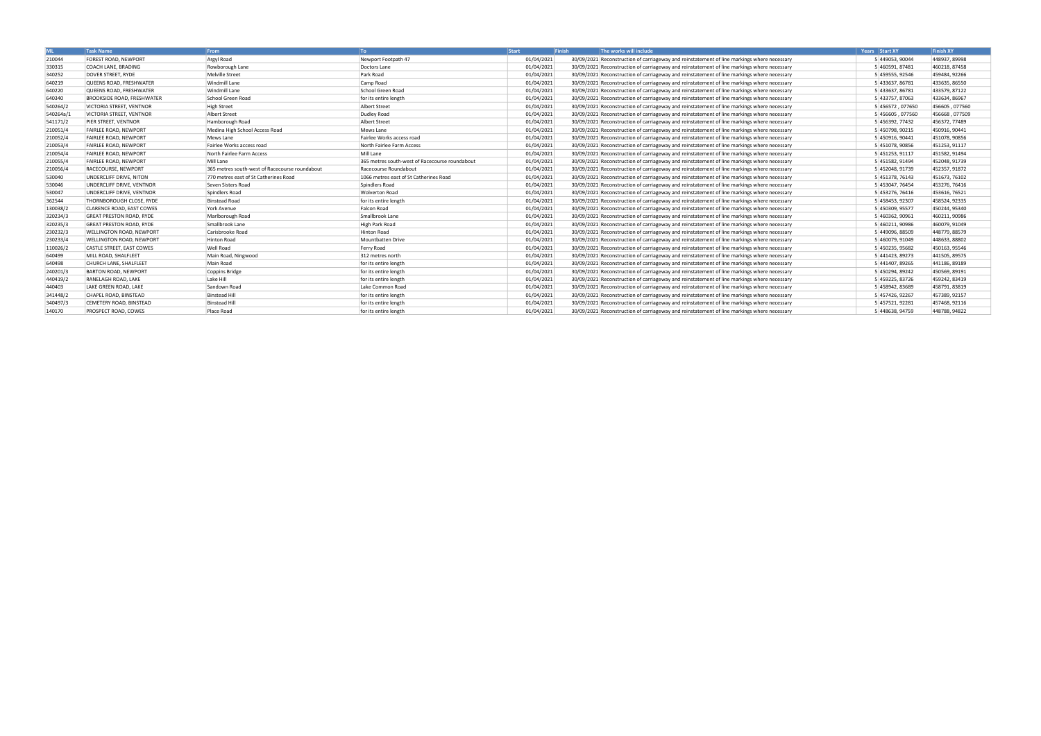| ML | Task Name | From | To | Start | Finish | The works will include | Years | Start XY | Finish XY |
|---|---|---|---|---|---|---|---|---|---|
| 210044 | FOREST ROAD, NEWPORT | Argyl Road | Newport Footpath 47 | 01/04/2021 | 30/09/2021 | Reconstruction of carriageway and reinstatement of line markings where necessary | 5 | 449053, 90044 | 448937, 89998 |
| 330315 | COACH LANE, BRADING | Rowborough Lane | Doctors Lane | 01/04/2021 | 30/09/2021 | Reconstruction of carriageway and reinstatement of line markings where necessary | 5 | 460591, 87481 | 460218, 87458 |
| 340252 | DOVER STREET, RYDE | Melville Street | Park Road | 01/04/2021 | 30/09/2021 | Reconstruction of carriageway and reinstatement of line markings where necessary | 5 | 459555, 92546 | 459484, 92266 |
| 640219 | QUEENS ROAD, FRESHWATER | Windmill Lane | Camp Road | 01/04/2021 | 30/09/2021 | Reconstruction of carriageway and reinstatement of line markings where necessary | 5 | 433637, 86781 | 433635, 86550 |
| 640220 | QUEENS ROAD, FRESHWATER | Windmill Lane | School Green Road | 01/04/2021 | 30/09/2021 | Reconstruction of carriageway and reinstatement of line markings where necessary | 5 | 433637, 86781 | 433579, 87122 |
| 640340 | BROOKSIDE ROAD, FRESHWATER | School Green Road | for its entire length | 01/04/2021 | 30/09/2021 | Reconstruction of carriageway and reinstatement of line markings where necessary | 5 | 433757, 87063 | 433634, 86967 |
| 540264/2 | VICTORIA STREET, VENTNOR | High Street | Albert Street | 01/04/2021 | 30/09/2021 | Reconstruction of carriageway and reinstatement of line markings where necessary | 5 | 456572 , 077650 | 456605 , 077560 |
| 540264a/1 | VICTORIA STREET, VENTNOR | Albert Street | Dudley Road | 01/04/2021 | 30/09/2021 | Reconstruction of carriageway and reinstatement of line markings where necessary | 5 | 456605 , 077560 | 456668 , 077509 |
| 541171/2 | PIER STREET, VENTNOR | Hamborough Road | Albert Street | 01/04/2021 | 30/09/2021 | Reconstruction of carriageway and reinstatement of line markings where necessary | 5 | 456392, 77432 | 456372, 77489 |
| 210051/4 | FAIRLEE ROAD, NEWPORT | Medina High School Access Road | Mews Lane | 01/04/2021 | 30/09/2021 | Reconstruction of carriageway and reinstatement of line markings where necessary | 5 | 450798, 90215 | 450916, 90441 |
| 210052/4 | FAIRLEE ROAD, NEWPORT | Mews Lane | Fairlee Works access road | 01/04/2021 | 30/09/2021 | Reconstruction of carriageway and reinstatement of line markings where necessary | 5 | 450916, 90441 | 451078, 90856 |
| 210053/4 | FAIRLEE ROAD, NEWPORT | Fairlee Works access road | North Fairlee Farm Access | 01/04/2021 | 30/09/2021 | Reconstruction of carriageway and reinstatement of line markings where necessary | 5 | 451078, 90856 | 451253, 91117 |
| 210054/4 | FAIRLEE ROAD, NEWPORT | North Fairlee Farm Access | Mill Lane | 01/04/2021 | 30/09/2021 | Reconstruction of carriageway and reinstatement of line markings where necessary | 5 | 451253, 91117 | 451582, 91494 |
| 210055/4 | FAIRLEE ROAD, NEWPORT | Mill Lane | 365 metres south-west of Racecourse roundabout | 01/04/2021 | 30/09/2021 | Reconstruction of carriageway and reinstatement of line markings where necessary | 5 | 451582, 91494 | 452048, 91739 |
| 210056/4 | RACECOURSE, NEWPORT | 365 metres south-west of Racecourse roundabout | Racecourse Roundabout | 01/04/2021 | 30/09/2021 | Reconstruction of carriageway and reinstatement of line markings where necessary | 5 | 452048, 91739 | 452357, 91872 |
| 530040 | UNDERCLIFF DRIVE, NITON | 770 metres east of St Catherines Road | 1066 metres east of St Catherines Road | 01/04/2021 | 30/09/2021 | Reconstruction of carriageway and reinstatement of line markings where necessary | 5 | 451378, 76143 | 451673, 76102 |
| 530046 | UNDERCLIFF DRIVE, VENTNOR | Seven Sisters Road | Spindlers Road | 01/04/2021 | 30/09/2021 | Reconstruction of carriageway and reinstatement of line markings where necessary | 5 | 453047, 76454 | 453276, 76416 |
| 530047 | UNDERCLIFF DRIVE, VENTNOR | Spindlers Road | Wolverton Road | 01/04/2021 | 30/09/2021 | Reconstruction of carriageway and reinstatement of line markings where necessary | 5 | 453276, 76416 | 453616, 76521 |
| 362544 | THORNBOROUGH CLOSE, RYDE | Binstead Road | for its entire length | 01/04/2021 | 30/09/2021 | Reconstruction of carriageway and reinstatement of line markings where necessary | 5 | 458453, 92307 | 458524, 92335 |
| 130038/2 | CLARENCE ROAD, EAST COWES | York Avenue | Falcon Road | 01/04/2021 | 30/09/2021 | Reconstruction of carriageway and reinstatement of line markings where necessary | 5 | 450309, 95577 | 450244, 95340 |
| 320234/3 | GREAT PRESTON ROAD, RYDE | Marlborough Road | Smallbrook Lane | 01/04/2021 | 30/09/2021 | Reconstruction of carriageway and reinstatement of line markings where necessary | 5 | 460362, 90961 | 460211, 90986 |
| 320235/3 | GREAT PRESTON ROAD, RYDE | Smallbrook Lane | High Park Road | 01/04/2021 | 30/09/2021 | Reconstruction of carriageway and reinstatement of line markings where necessary | 5 | 460211, 90986 | 460079, 91049 |
| 230232/3 | WELLINGTON ROAD, NEWPORT | Carisbrooke Road | Hinton Road | 01/04/2021 | 30/09/2021 | Reconstruction of carriageway and reinstatement of line markings where necessary | 5 | 449096, 88509 | 448779, 88579 |
| 230233/4 | WELLINGTON ROAD, NEWPORT | Hinton Road | Mountbatten Drive | 01/04/2021 | 30/09/2021 | Reconstruction of carriageway and reinstatement of line markings where necessary | 5 | 460079, 91049 | 448633, 88802 |
| 110026/2 | CASTLE STREET, EAST COWES | Well Road | Ferry Road | 01/04/2021 | 30/09/2021 | Reconstruction of carriageway and reinstatement of line markings where necessary | 5 | 450235, 95682 | 450163, 95546 |
| 640499 | MILL ROAD, SHALFLEET | Main Road, Ningwood | 312 metres north | 01/04/2021 | 30/09/2021 | Reconstruction of carriageway and reinstatement of line markings where necessary | 5 | 441423, 89273 | 441505, 89575 |
| 640498 | CHURCH LANE, SHALFLEET | Main Road | for its entire length | 01/04/2021 | 30/09/2021 | Reconstruction of carriageway and reinstatement of line markings where necessary | 5 | 441407, 89265 | 441186, 89189 |
| 240201/3 | BARTON ROAD, NEWPORT | Coppins Bridge | for its entire length | 01/04/2021 | 30/09/2021 | Reconstruction of carriageway and reinstatement of line markings where necessary | 5 | 450294, 89242 | 450569, 89191 |
| 440419/2 | RANELAGH ROAD, LAKE | Lake Hill | for its entire length | 01/04/2021 | 30/09/2021 | Reconstruction of carriageway and reinstatement of line markings where necessary | 5 | 459225, 83726 | 459242, 83419 |
| 440403 | LAKE GREEN ROAD, LAKE | Sandown Road | Lake Common Road | 01/04/2021 | 30/09/2021 | Reconstruction of carriageway and reinstatement of line markings where necessary | 5 | 458942, 83689 | 458791, 83819 |
| 341448/2 | CHAPEL ROAD, BINSTEAD | Binstead Hill | for its entire length | 01/04/2021 | 30/09/2021 | Reconstruction of carriageway and reinstatement of line markings where necessary | 5 | 457426, 92267 | 457389, 92157 |
| 340497/3 | CEMETERY ROAD, BINSTEAD | Binstead Hill | for its entire length | 01/04/2021 | 30/09/2021 | Reconstruction of carriageway and reinstatement of line markings where necessary | 5 | 457521, 92281 | 457468, 92116 |
| 140170 | PROSPECT ROAD, COWES | Place Road | for its entire length | 01/04/2021 | 30/09/2021 | Reconstruction of carriageway and reinstatement of line markings where necessary | 5 | 448638, 94759 | 448788, 94822 |